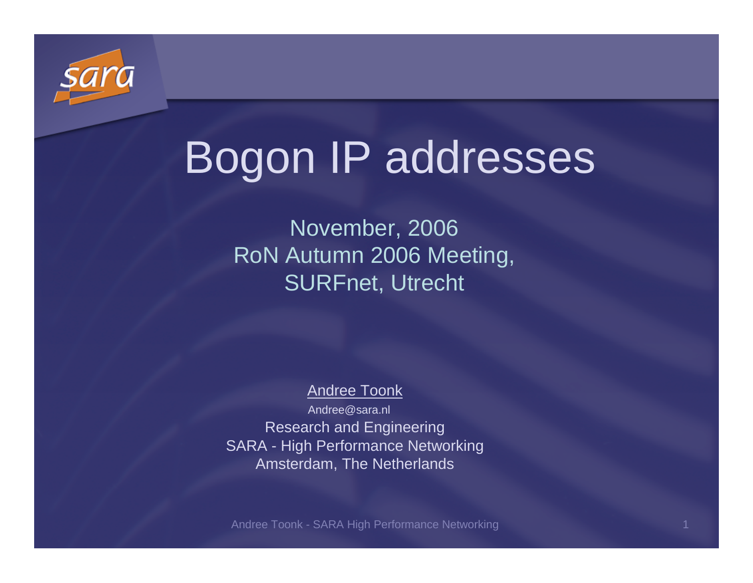# Bogon IP addresses

November, 2006
RoN Autumn 2006 Meeting,
SURFnet, Utrecht

Andree Toonk
Andree@sara.nl
Research and Engineering
SARA - High Performance Networking
Amsterdam, The Netherlands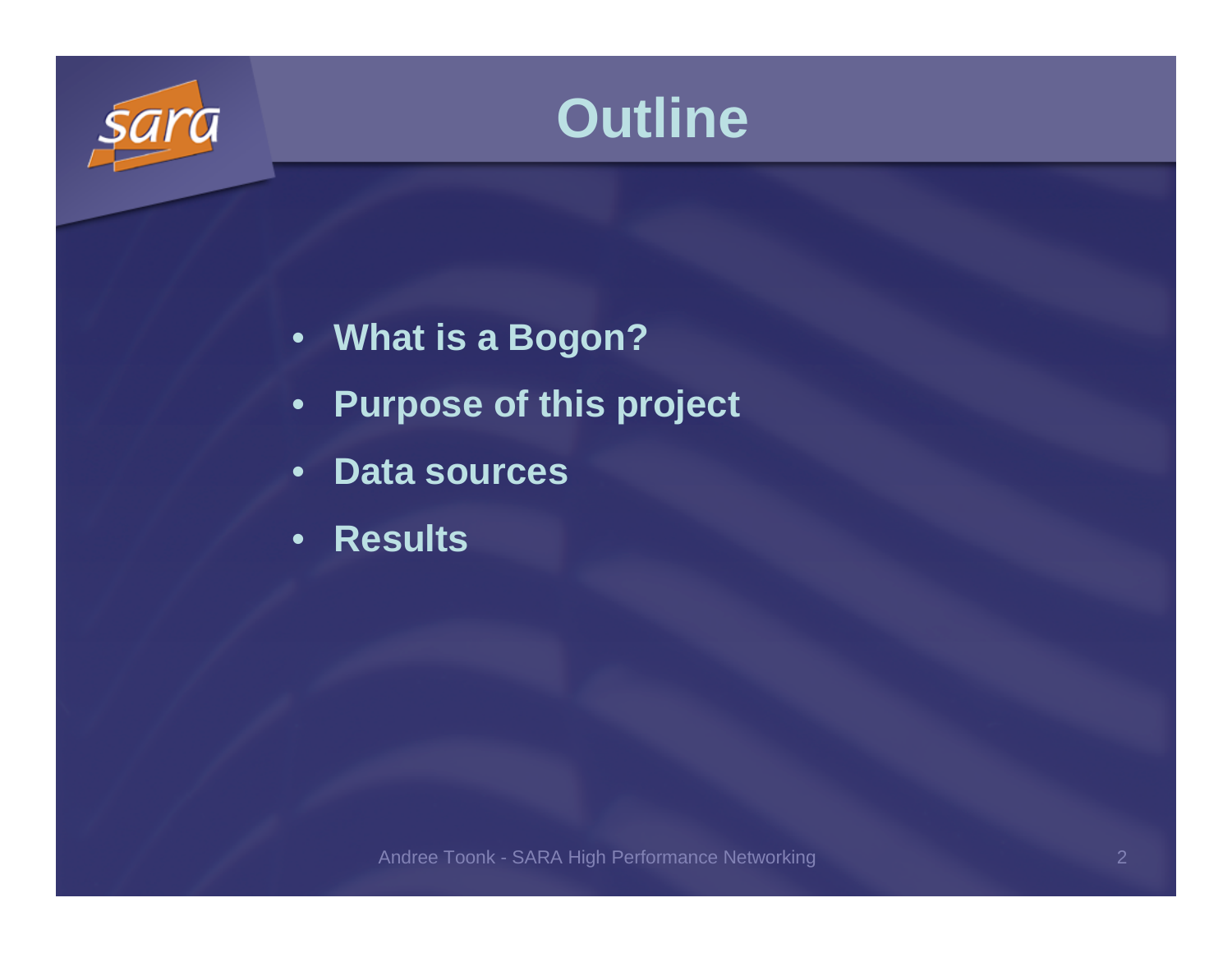# Outline

- What is a Bogon?
- Purpose of this project
- Data sources
- Results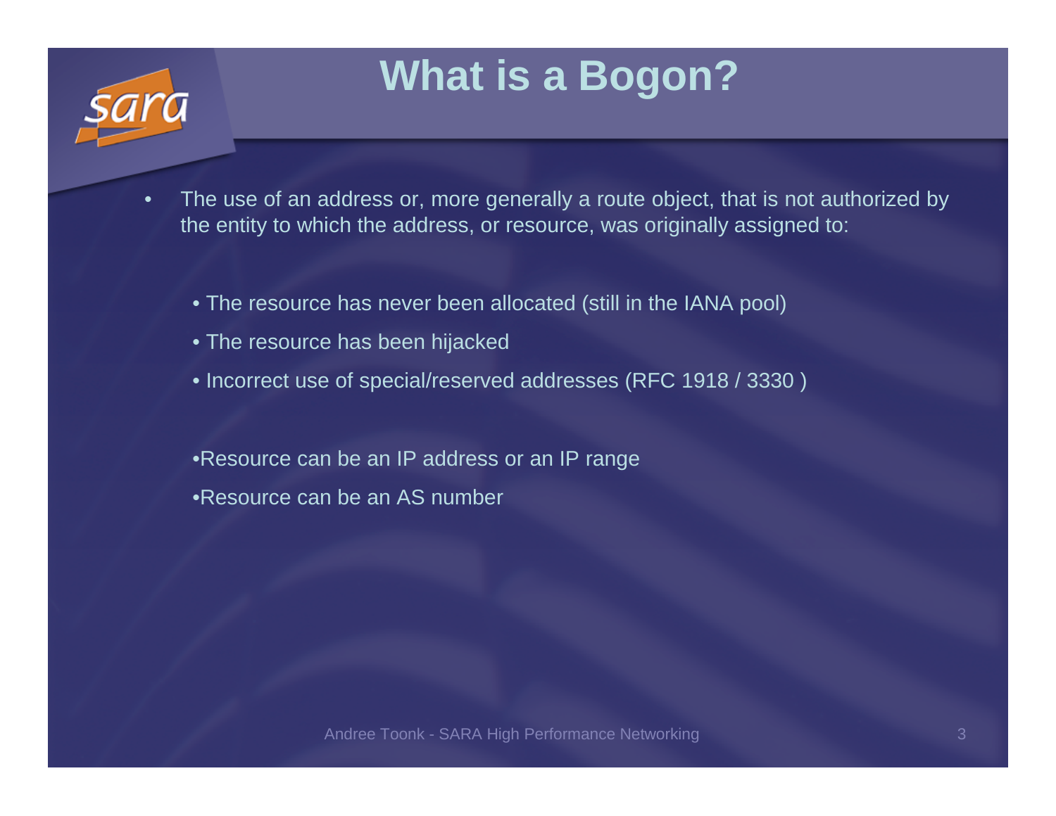# What is a Bogon?

- The use of an address or, more generally a route object, that is not authorized by the entity to which the address, or resource, was originally assigned to:
  - The resource has never been allocated (still in the IANA pool)
  - The resource has been hijacked
  - Incorrect use of special/reserved addresses (RFC 1918 / 3330 )

  - Resource can be an IP address or an IP range
  - Resource can be an AS number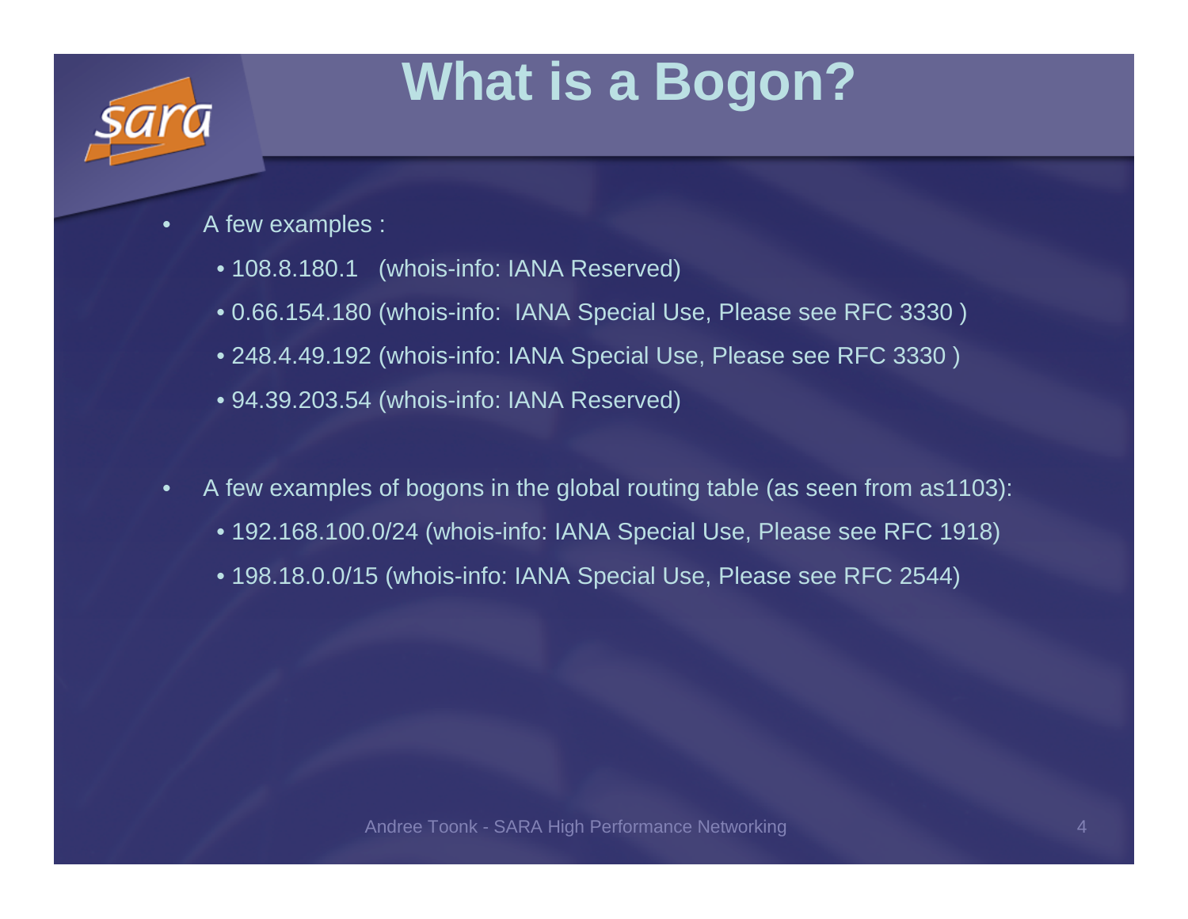# What is a Bogon?

- A few examples :
  - 108.8.180.1 (whois-info: IANA Reserved)
  - 0.66.154.180 (whois-info: IANA Special Use, Please see RFC 3330 )
  - 248.4.49.192 (whois-info: IANA Special Use, Please see RFC 3330 )
  - 94.39.203.54 (whois-info: IANA Reserved)

- A few examples of bogons in the global routing table (as seen from as1103):
  - 192.168.100.0/24 (whois-info: IANA Special Use, Please see RFC 1918)
  - 198.18.0.0/15 (whois-info: IANA Special Use, Please see RFC 2544)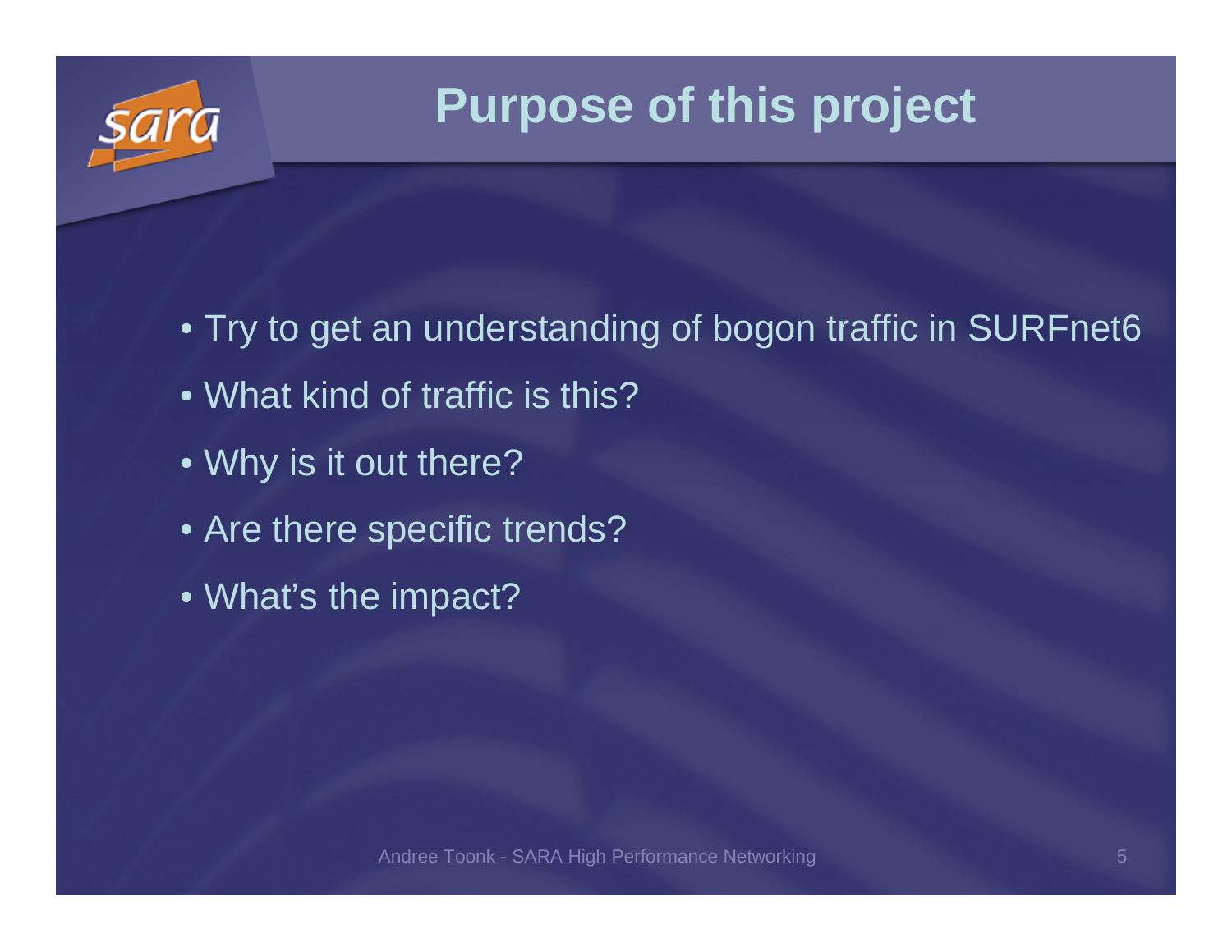# Purpose of this project

- Try to get an understanding of bogon traffic in SURFnet6
- What kind of traffic is this?
- Why is it out there?
- Are there specific trends?
- What's the impact?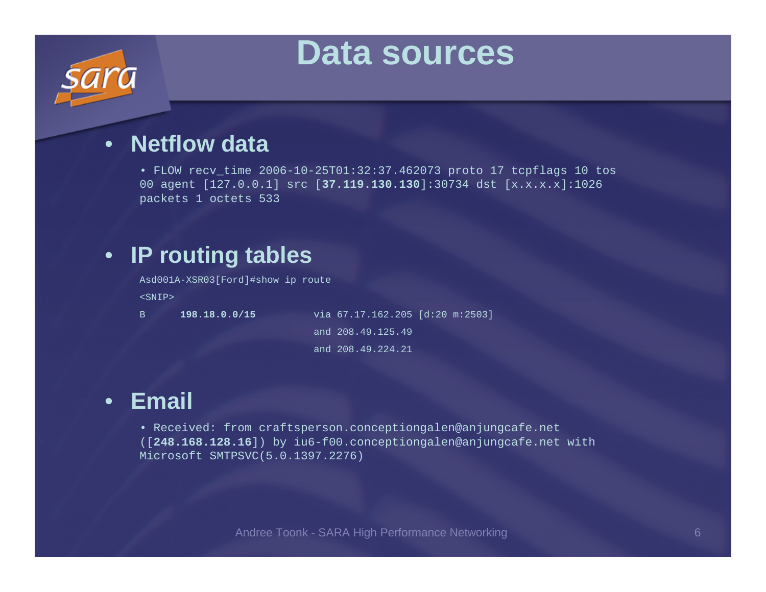# Data sources

- **Netflow data**

  - FLOW recv_time 2006-10-25T01:32:37.462073 proto 17 tcpflags 10 tos 00 agent [127.0.0.1] src [**37.119.130.130**]:30734 dst [x.x.x.x]:1026 packets 1 octets 533

- **IP routing tables**

```
Asd001A-XSR03[Ford]#show ip route
<SNIP>
B       198.18.0.0/15          via 67.17.162.205 [d:20 m:2503]
                               and 208.49.125.49
                               and 208.49.224.21
```

- **Email**

  - Received: from craftsperson.conceptiongalen@anjungcafe.net ([**248.168.128.16**]) by iu6-f00.conceptiongalen@anjungcafe.net with Microsoft SMTPSVC(5.0.1397.2276)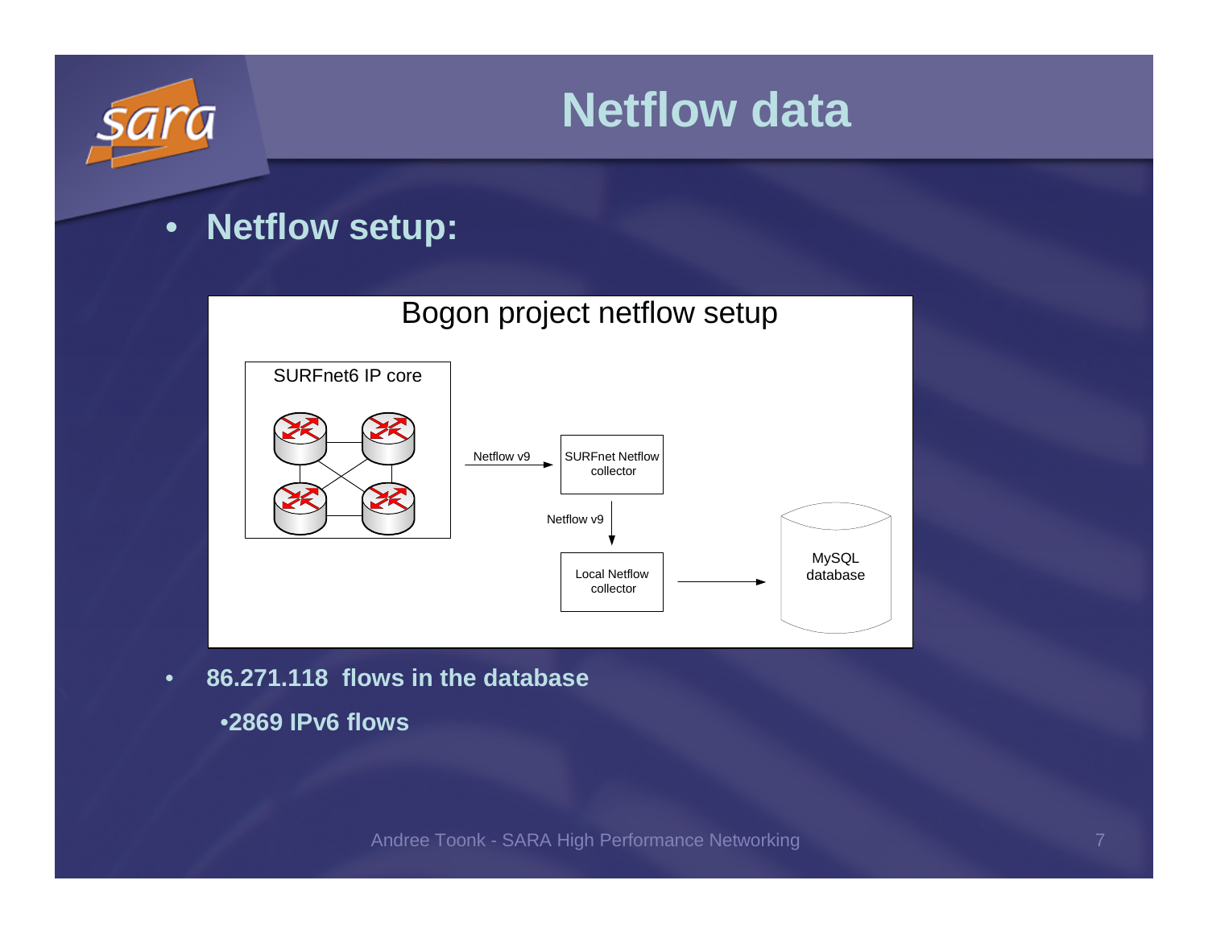# Netflow data

- **Netflow setup:**

Bogon project netflow setup

SURFnet6 IP core

Netflow v9

SURFnet Netflow collector

Netflow v9

Local Netflow collector

MySQL database

- **86.271.118 flows in the database**
  - **2869 IPv6 flows**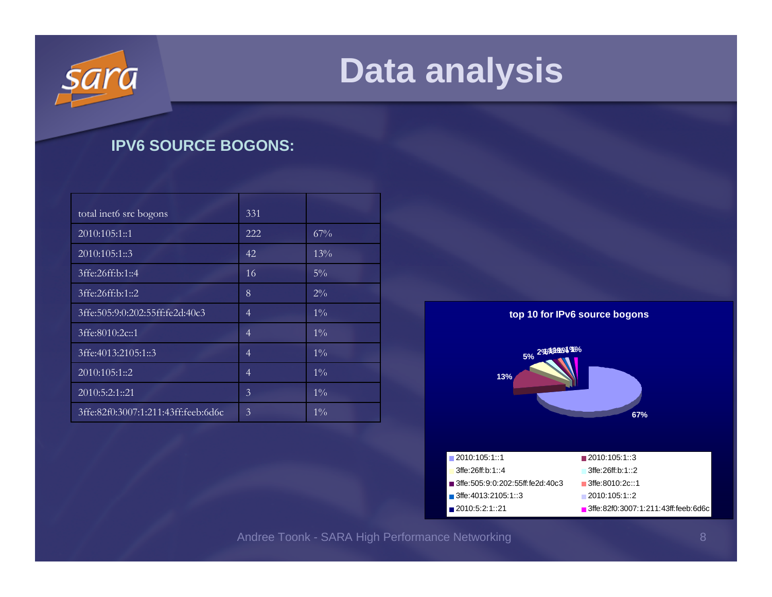# Data analysis

**IPV6 SOURCE BOGONS:**

| total inet6 src bogons | 331 | |
|---|---|---|
| 2010:105:1::1 | 222 | 67% |
| 2010:105:1::3 | 42 | 13% |
| 3ffe:26ff:b:1::4 | 16 | 5% |
| 3ffe:26ff:b:1::2 | 8 | 2% |
| 3ffe:505:9:0:202:55ff:fe2d:40c3 | 4 | 1% |
| 3ffe:8010:2c::1 | 4 | 1% |
| 3ffe:4013:2105:1::3 | 4 | 1% |
| 2010:105:1::2 | 4 | 1% |
| 2010:5:2:1::21 | 3 | 1% |
| 3ffe:82f0:3007:1:211:43ff:feeb:6d6c | 3 | 1% |

**top 10 for IPv6 source bogons**

Legend: 2010:105:1::1, 2010:105:1::3, 3ffe:26ff:b:1::4, 3ffe:26ff:b:1::2, 3ffe:505:9:0:202:55ff:fe2d:40c3, 3ffe:8010:2c::1, 3ffe:4013:2105:1::3, 2010:105:1::2, 2010:5:2:1::21, 3ffe:82f0:3007:1:211:43ff:feeb:6d6c

Andree Toonk - SARA High Performance Networking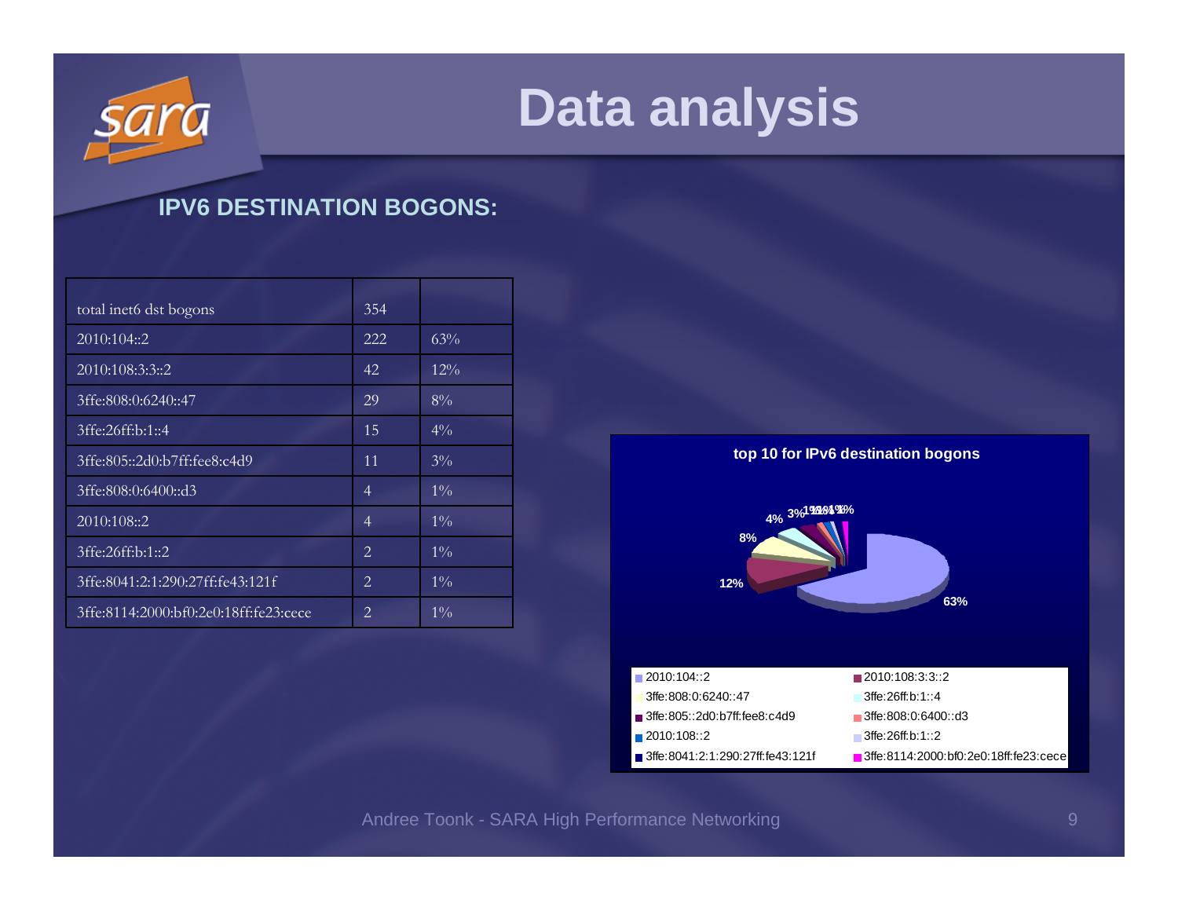# Data analysis

## IPV6 DESTINATION BOGONS:

| total inet6 dst bogons | 354 | |
|---|---|---|
| 2010:104::2 | 222 | 63% |
| 2010:108:3:3::2 | 42 | 12% |
| 3ffe:808:0:6240::47 | 29 | 8% |
| 3ffe:26ff:b:1::4 | 15 | 4% |
| 3ffe:805::2d0:b7ff:fee8:c4d9 | 11 | 3% |
| 3ffe:808:0:6400::d3 | 4 | 1% |
| 2010:108::2 | 4 | 1% |
| 3ffe:26ff:b:1::2 | 2 | 1% |
| 3ffe:8041:2:1:290:27ff:fe43:121f | 2 | 1% |
| 3ffe:8114:2000:bf0:2e0:18ff:fe23:cece | 2 | 1% |

**top 10 for IPv6 destination bogons**

Pie chart: 63%, 12%, 8%, 4%, 3%, 1%, 1%, 1%, 1%, 1%

Legend:
- 2010:104::2
- 2010:108:3:3::2
- 3ffe:808:0:6240::47
- 3ffe:26ff:b:1::4
- 3ffe:805::2d0:b7ff:fee8:c4d9
- 3ffe:808:0:6400::d3
- 2010:108::2
- 3ffe:26ff:b:1::2
- 3ffe:8041:2:1:290:27ff:fe43:121f
- 3ffe:8114:2000:bf0:2e0:18ff:fe23:cece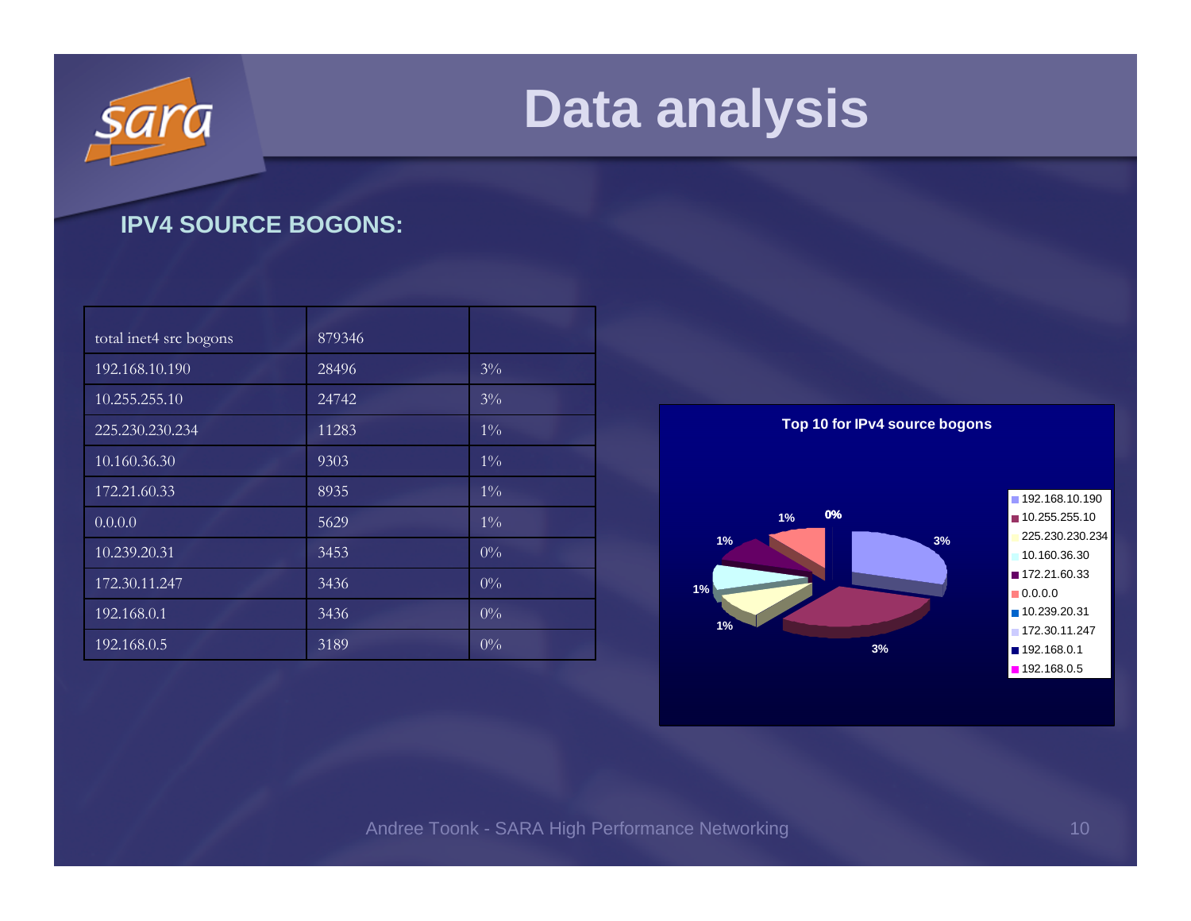# Data analysis

**IPV4 SOURCE BOGONS:**

| total inet4 src bogons | 879346 | |
|---|---|---|
| 192.168.10.190 | 28496 | 3% |
| 10.255.255.10 | 24742 | 3% |
| 225.230.230.234 | 11283 | 1% |
| 10.160.36.30 | 9303 | 1% |
| 172.21.60.33 | 8935 | 1% |
| 0.0.0.0 | 5629 | 1% |
| 10.239.20.31 | 3453 | 0% |
| 172.30.11.247 | 3436 | 0% |
| 192.168.0.1 | 3436 | 0% |
| 192.168.0.5 | 3189 | 0% |

**Top 10 for IPv4 source bogons**

Legend: 192.168.10.190, 10.255.255.10, 225.230.230.234, 10.160.36.30, 172.21.60.33, 0.0.0.0, 10.239.20.31, 172.30.11.247, 192.168.0.1, 192.168.0.5

Chart labels: 3%, 3%, 1%, 1%, 1%, 1%, 0%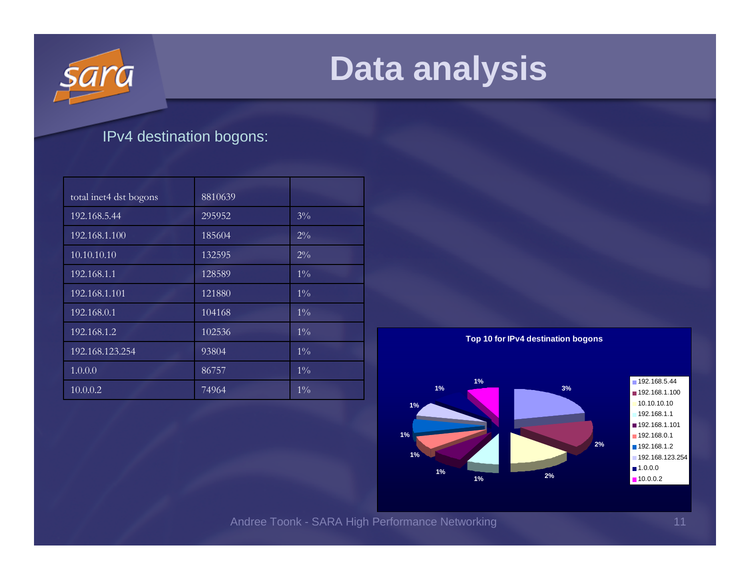# Data analysis

IPv4 destination bogons:

| total inet4 dst bogons | 8810639 | |
|---|---|---|
| 192.168.5.44 | 295952 | 3% |
| 192.168.1.100 | 185604 | 2% |
| 10.10.10.10 | 132595 | 2% |
| 192.168.1.1 | 128589 | 1% |
| 192.168.1.101 | 121880 | 1% |
| 192.168.0.1 | 104168 | 1% |
| 192.168.1.2 | 102536 | 1% |
| 192.168.123.254 | 93804 | 1% |
| 1.0.0.0 | 86757 | 1% |
| 10.0.0.2 | 74964 | 1% |

Top 10 for IPv4 destination bogons

Andree Toonk - SARA High Performance Networking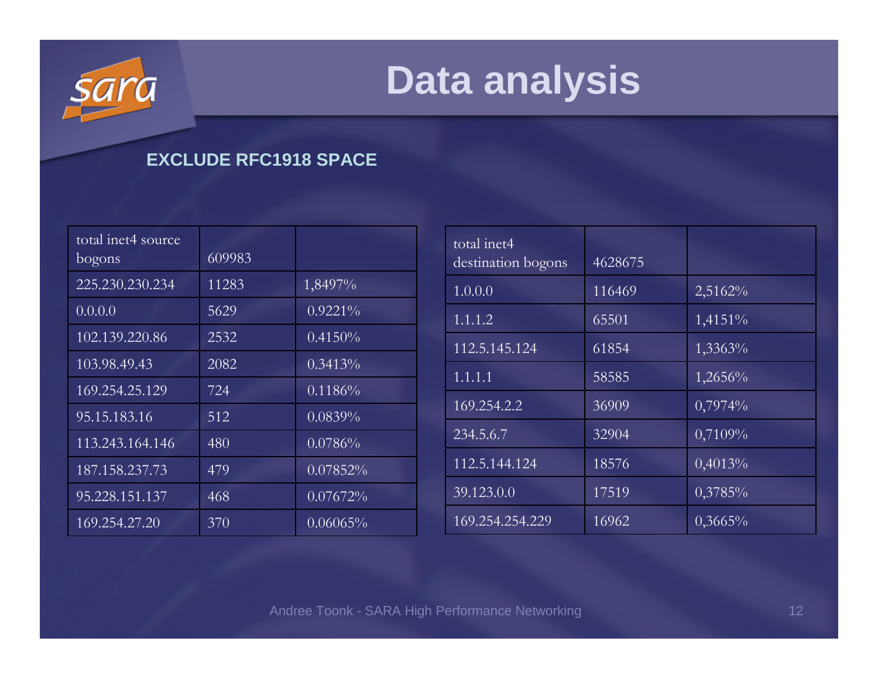# Data analysis

**EXCLUDE RFC1918 SPACE**

| total inet4 source bogons | 609983 | |
|---|---|---|
| 225.230.230.234 | 11283 | 1,8497% |
| 0.0.0.0 | 5629 | 0.9221% |
| 102.139.220.86 | 2532 | 0.4150% |
| 103.98.49.43 | 2082 | 0.3413% |
| 169.254.25.129 | 724 | 0.1186% |
| 95.15.183.16 | 512 | 0.0839% |
| 113.243.164.146 | 480 | 0.0786% |
| 187.158.237.73 | 479 | 0.07852% |
| 95.228.151.137 | 468 | 0.07672% |
| 169.254.27.20 | 370 | 0.06065% |

| total inet4 destination bogons | 4628675 | |
|---|---|---|
| 1.0.0.0 | 116469 | 2,5162% |
| 1.1.1.2 | 65501 | 1,4151% |
| 112.5.145.124 | 61854 | 1,3363% |
| 1.1.1.1 | 58585 | 1,2656% |
| 169.254.2.2 | 36909 | 0,7974% |
| 234.5.6.7 | 32904 | 0,7109% |
| 112.5.144.124 | 18576 | 0,4013% |
| 39.123.0.0 | 17519 | 0,3785% |
| 169.254.254.229 | 16962 | 0,3665% |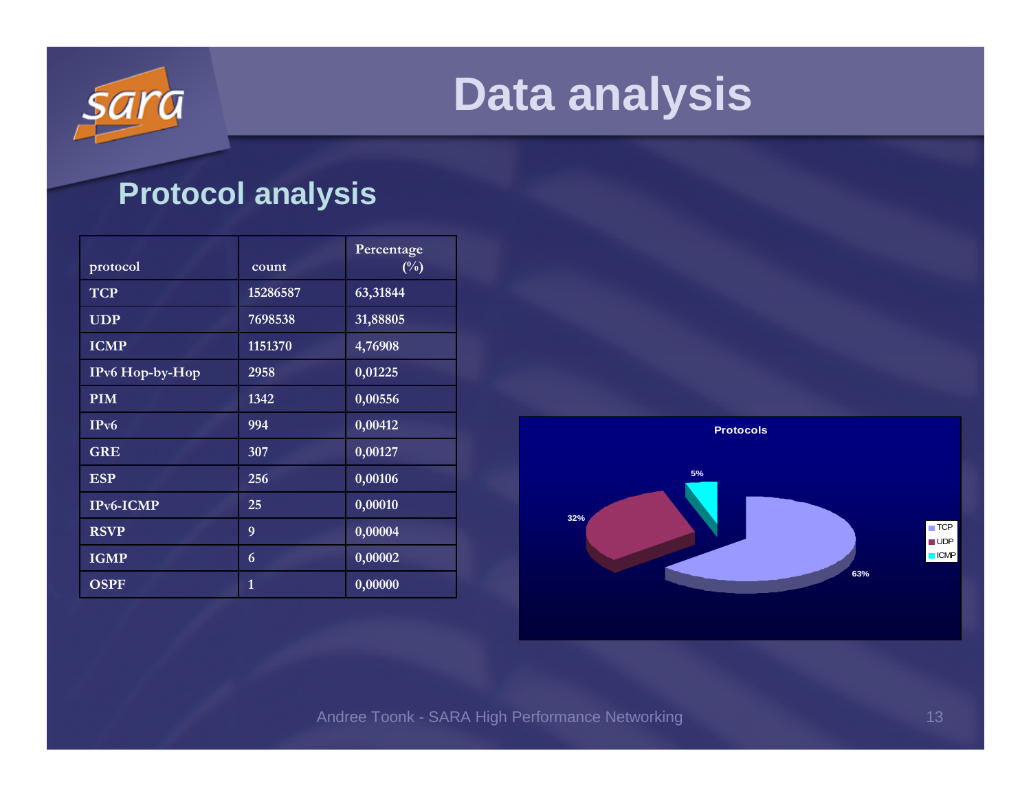# Data analysis

## Protocol analysis

| protocol | count | Percentage (%) |
|---|---|---|
| TCP | 15286587 | 63,31844 |
| UDP | 7698538 | 31,88805 |
| ICMP | 1151370 | 4,76908 |
| IPv6 Hop-by-Hop | 2958 | 0,01225 |
| PIM | 1342 | 0,00556 |
| IPv6 | 994 | 0,00412 |
| GRE | 307 | 0,00127 |
| ESP | 256 | 0,00106 |
| IPv6-ICMP | 25 | 0,00010 |
| RSVP | 9 | 0,00004 |
| IGMP | 6 | 0,00002 |
| OSPF | 1 | 0,00000 |

**Protocols**

| Protocol | Share |
|---|---|
| TCP | 63% |
| UDP | 32% |
| ICMP | 5% |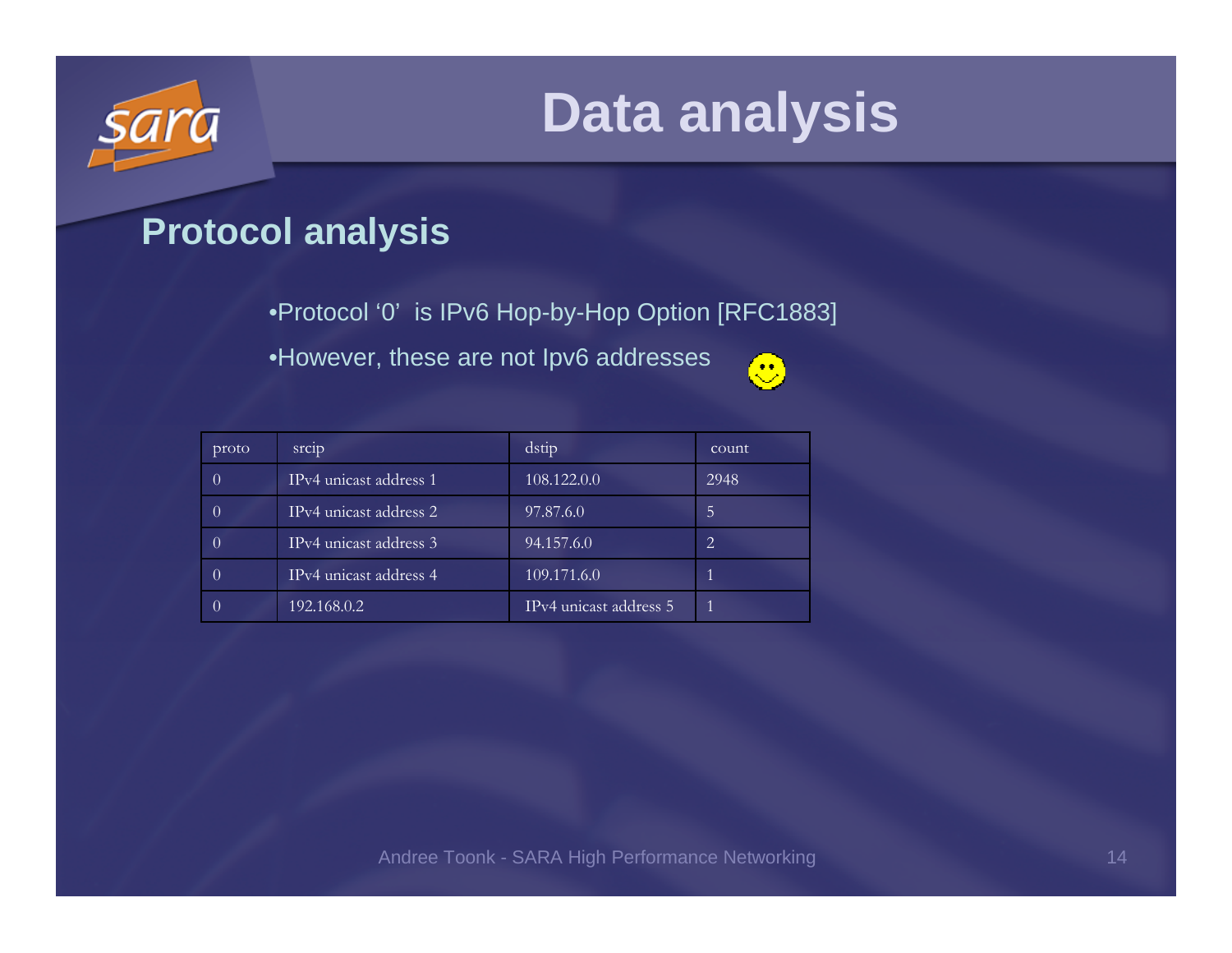# Data analysis

## Protocol analysis

- Protocol '0' is IPv6 Hop-by-Hop Option [RFC1883]
- However, these are not Ipv6 addresses

| proto | srcip | dstip | count |
|---|---|---|---|
| 0 | IPv4 unicast address 1 | 108.122.0.0 | 2948 |
| 0 | IPv4 unicast address 2 | 97.87.6.0 | 5 |
| 0 | IPv4 unicast address 3 | 94.157.6.0 | 2 |
| 0 | IPv4 unicast address 4 | 109.171.6.0 | 1 |
| 0 | 192.168.0.2 | IPv4 unicast address 5 | 1 |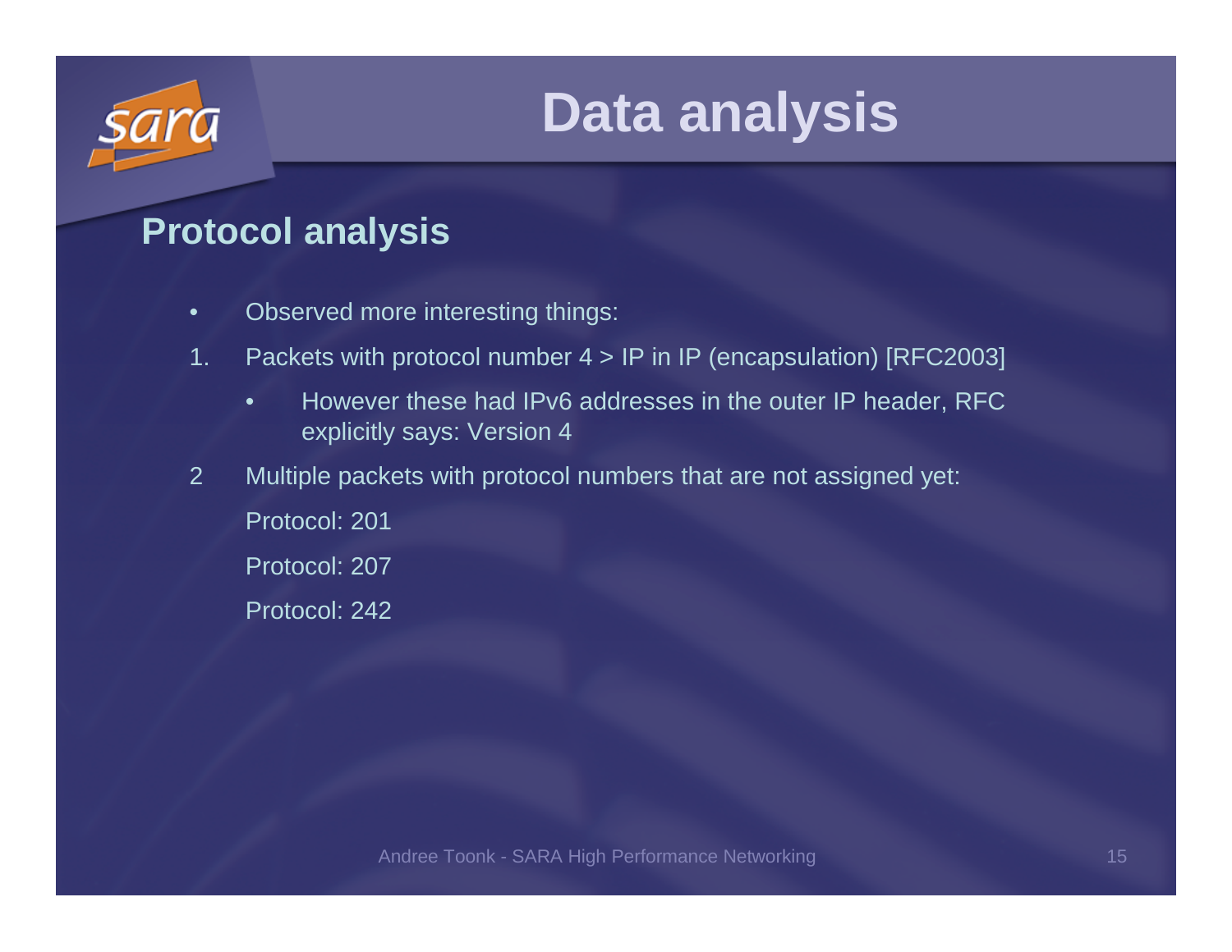# Data analysis

## Protocol analysis

- Observed more interesting things:

1. Packets with protocol number 4 > IP in IP (encapsulation) [RFC2003]
   - However these had IPv6 addresses in the outer IP header, RFC explicitly says: Version 4

2. Multiple packets with protocol numbers that are not assigned yet:

   Protocol: 201

   Protocol: 207

   Protocol: 242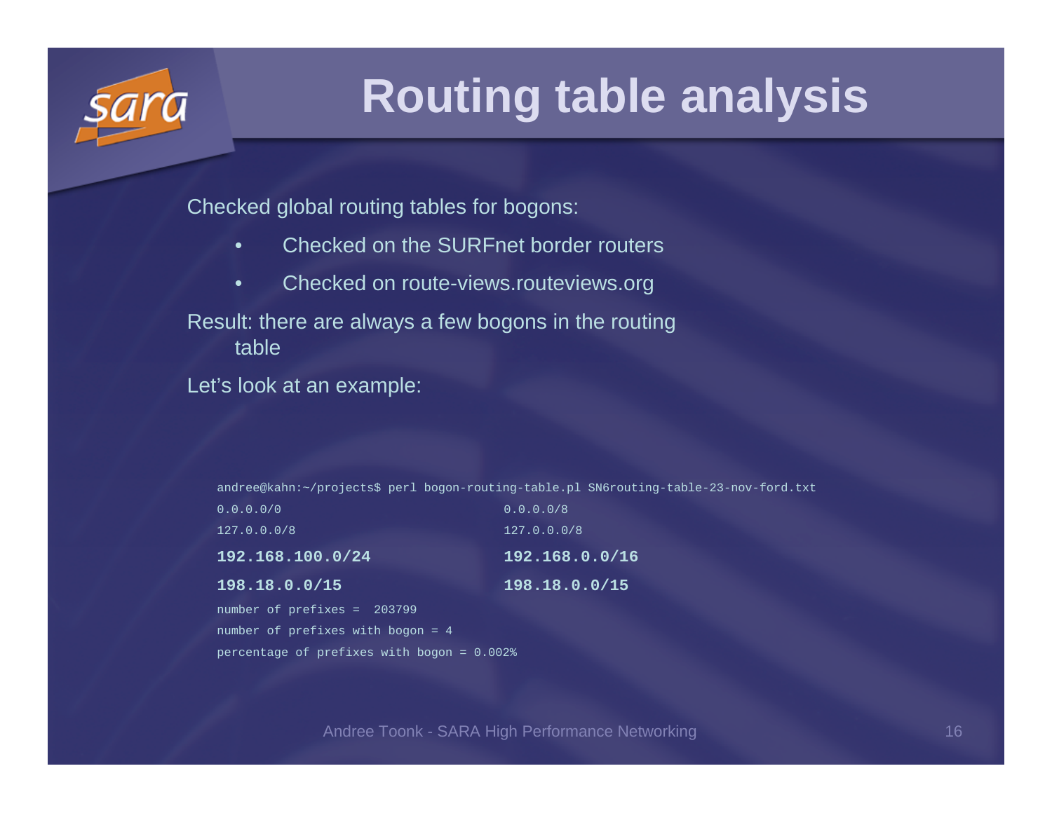# Routing table analysis

Checked global routing tables for bogons:

- Checked on the SURFnet border routers
- Checked on route-views.routeviews.org

Result: there are always a few bogons in the routing table

Let's look at an example:

```
andree@kahn:~/projects$ perl bogon-routing-table.pl SN6routing-table-23-nov-ford.txt
0.0.0.0/0                       0.0.0.0/8
127.0.0.0/8                     127.0.0.0/8
192.168.100.0/24                192.168.0.0/16
198.18.0.0/15                   198.18.0.0/15
number of prefixes =  203799
number of prefixes with bogon = 4
percentage of prefixes with bogon = 0.002%
```

Andree Toonk - SARA High Performance Networking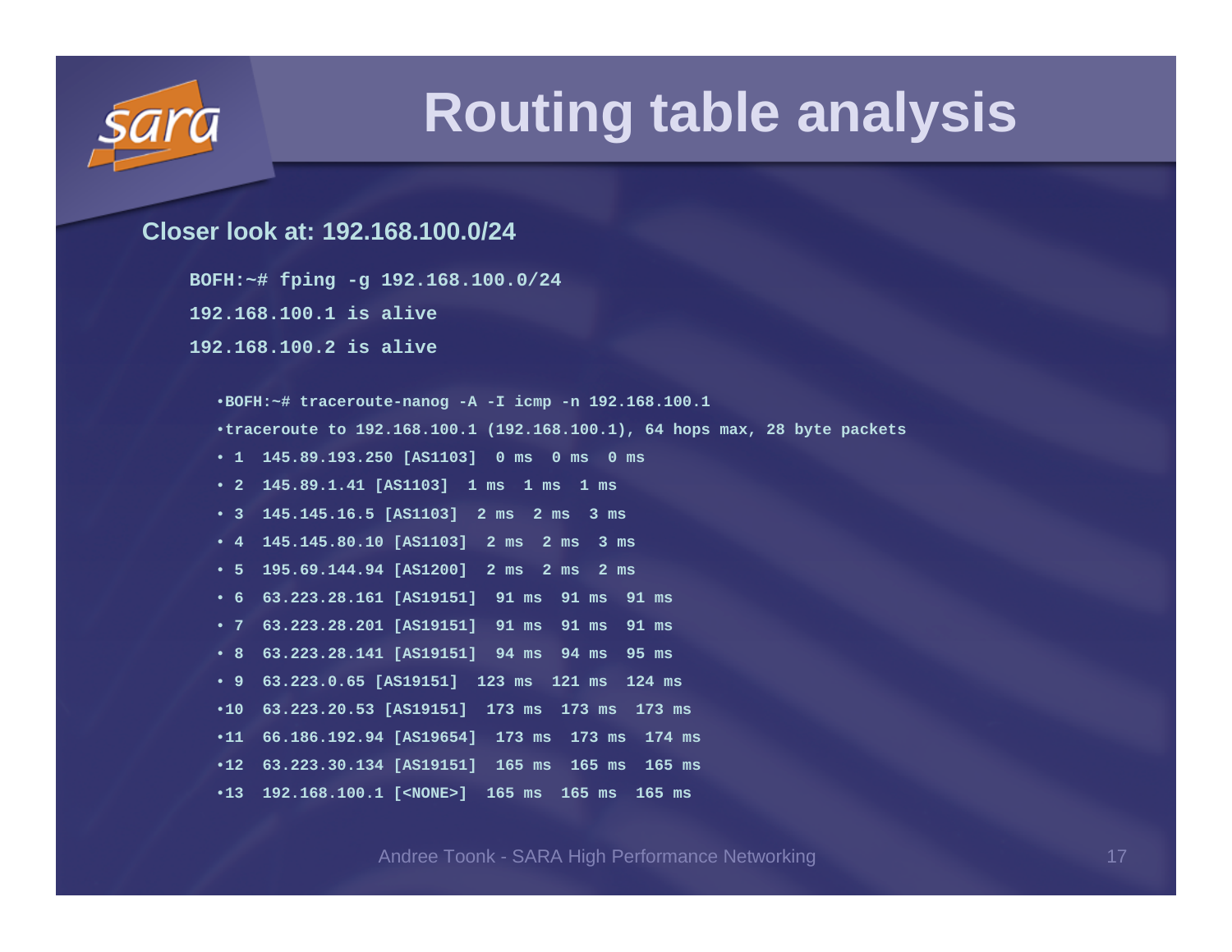# Routing table analysis

**Closer look at: 192.168.100.0/24**

```
BOFH:~# fping -g 192.168.100.0/24
192.168.100.1 is alive
192.168.100.2 is alive
```

```
BOFH:~# traceroute-nanog -A -I icmp -n 192.168.100.1
traceroute to 192.168.100.1 (192.168.100.1), 64 hops max, 28 byte packets
 1  145.89.193.250 [AS1103]  0 ms  0 ms  0 ms
 2  145.89.1.41 [AS1103]  1 ms  1 ms  1 ms
 3  145.145.16.5 [AS1103]  2 ms  2 ms  3 ms
 4  145.145.80.10 [AS1103]  2 ms  2 ms  3 ms
 5  195.69.144.94 [AS1200]  2 ms  2 ms  2 ms
 6  63.223.28.161 [AS19151]  91 ms  91 ms  91 ms
 7  63.223.28.201 [AS19151]  91 ms  91 ms  91 ms
 8  63.223.28.141 [AS19151]  94 ms  94 ms  95 ms
 9  63.223.0.65 [AS19151]  123 ms  121 ms  124 ms
10  63.223.20.53 [AS19151]  173 ms  173 ms  173 ms
11  66.186.192.94 [AS19654]  173 ms  173 ms  174 ms
12  63.223.30.134 [AS19151]  165 ms  165 ms  165 ms
13  192.168.100.1 [<NONE>]  165 ms  165 ms  165 ms
```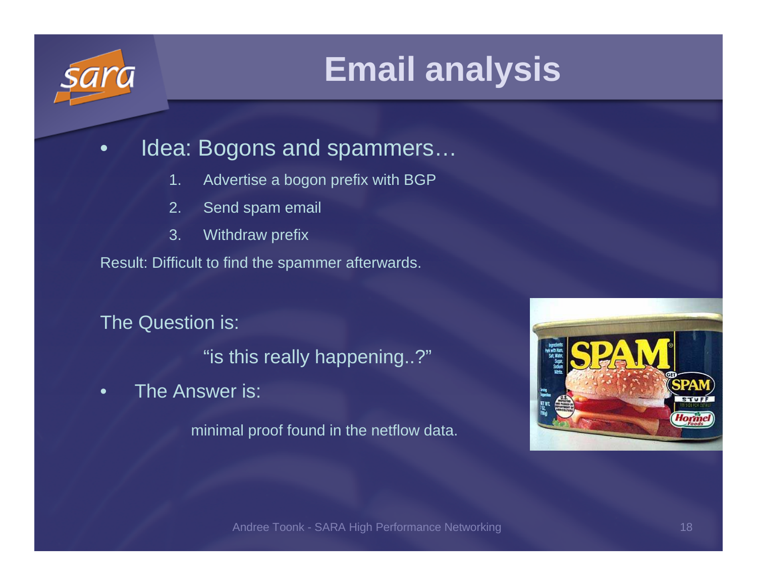# Email analysis

- Idea: Bogons and spammers…
  1. Advertise a bogon prefix with BGP
  2. Send spam email
  3. Withdraw prefix

Result: Difficult to find the spammer afterwards.

The Question is:

"is this really happening..?"

- The Answer is:

minimal proof found in the netflow data.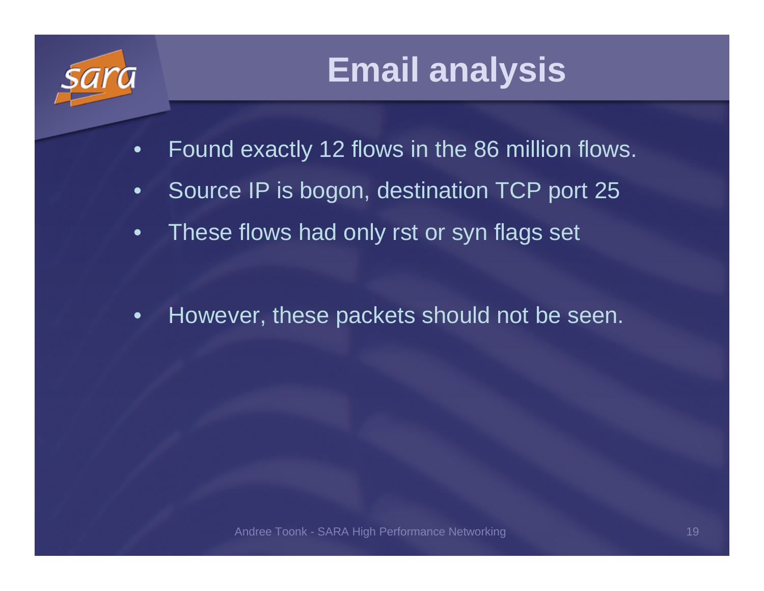# Email analysis

- Found exactly 12 flows in the 86 million flows.
- Source IP is bogon, destination TCP port 25
- These flows had only rst or syn flags set

- However, these packets should not be seen.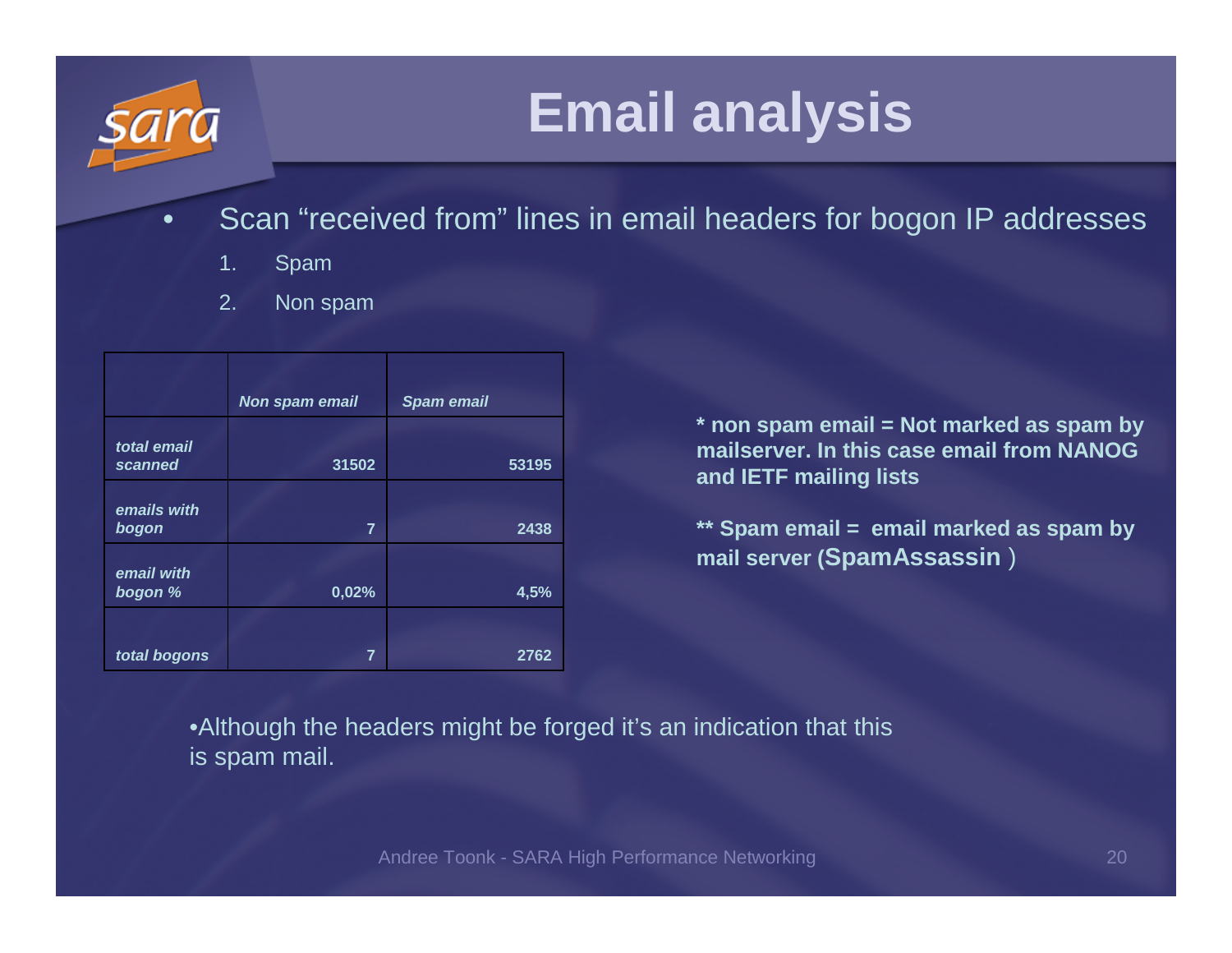# Email analysis

- Scan "received from" lines in email headers for bogon IP addresses
    1. Spam
    2. Non spam

| | *Non spam email* | *Spam email* |
|---|---|---|
| *total email scanned* | 31502 | 53195 |
| *emails with bogon* | 7 | 2438 |
| *email with bogon %* | 0,02% | 4,5% |
| *total bogons* | 7 | 2762 |

**\* non spam email = Not marked as spam by mailserver. In this case email from NANOG and IETF mailing lists**

**\*\* Spam email = email marked as spam by mail server (SpamAssassin )**

- Although the headers might be forged it's an indication that this is spam mail.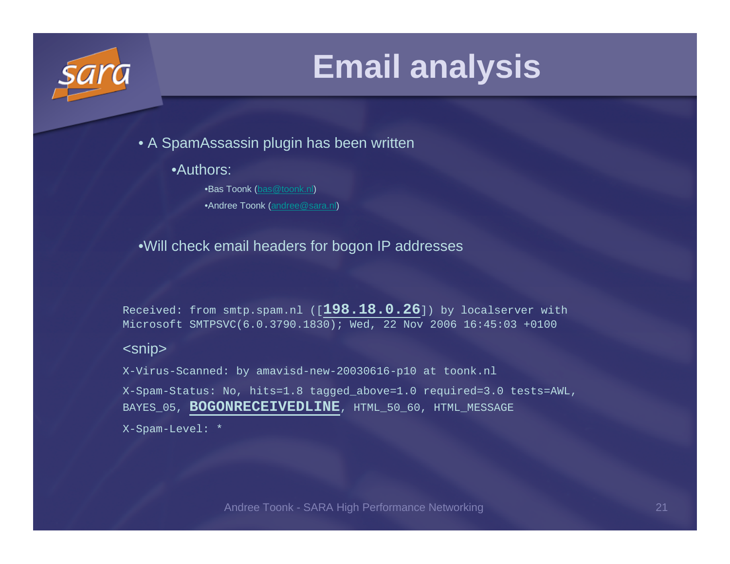# Email analysis

- A SpamAssassin plugin has been written
  - Authors:
    - Bas Toonk (bas@toonk.nl)
    - Andree Toonk (andree@sara.nl)
- Will check email headers for bogon IP addresses

```
Received: from smtp.spam.nl ([198.18.0.26]) by localserver with
Microsoft SMTPSVC(6.0.3790.1830); Wed, 22 Nov 2006 16:45:03 +0100
```

<snip>

```
X-Virus-Scanned: by amavisd-new-20030616-p10 at toonk.nl
X-Spam-Status: No, hits=1.8 tagged_above=1.0 required=3.0 tests=AWL,
BAYES_05, BOGONRECEIVEDLINE, HTML_50_60, HTML_MESSAGE
X-Spam-Level: *
```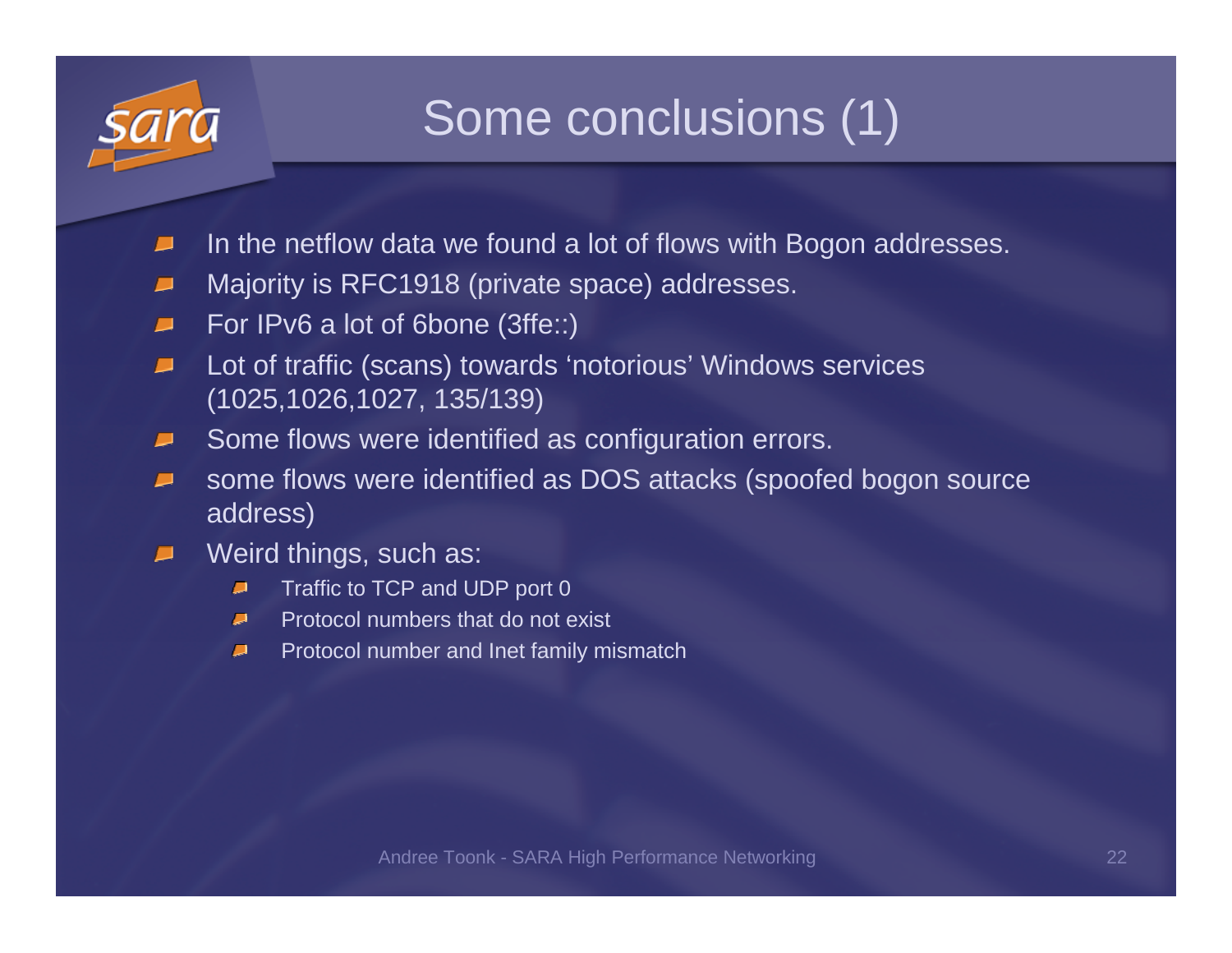# Some conclusions (1)

- In the netflow data we found a lot of flows with Bogon addresses.
- Majority is RFC1918 (private space) addresses.
- For IPv6 a lot of 6bone (3ffe::)
- Lot of traffic (scans) towards 'notorious' Windows services (1025,1026,1027, 135/139)
- Some flows were identified as configuration errors.
- some flows were identified as DOS attacks (spoofed bogon source address)
- Weird things, such as:
  - Traffic to TCP and UDP port 0
  - Protocol numbers that do not exist
  - Protocol number and Inet family mismatch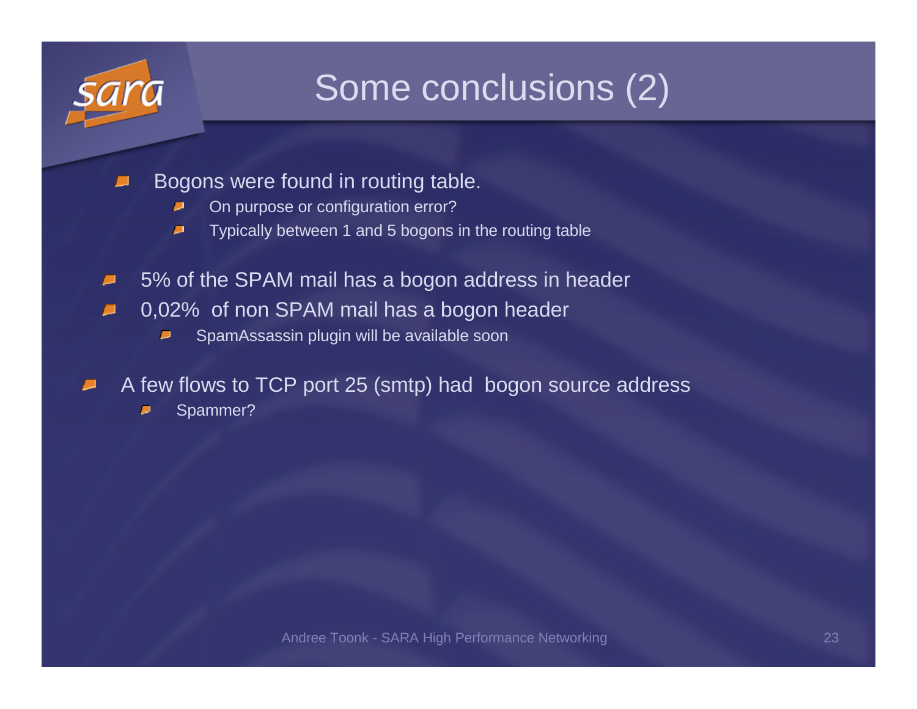# Some conclusions (2)

- Bogons were found in routing table.
  - On purpose or configuration error?
  - Typically between 1 and 5 bogons in the routing table

- 5% of the SPAM mail has a bogon address in header
- 0,02%  of non SPAM mail has a bogon header
  - SpamAssassin plugin will be available soon

- A few flows to TCP port 25 (smtp) had  bogon source address
  - Spammer?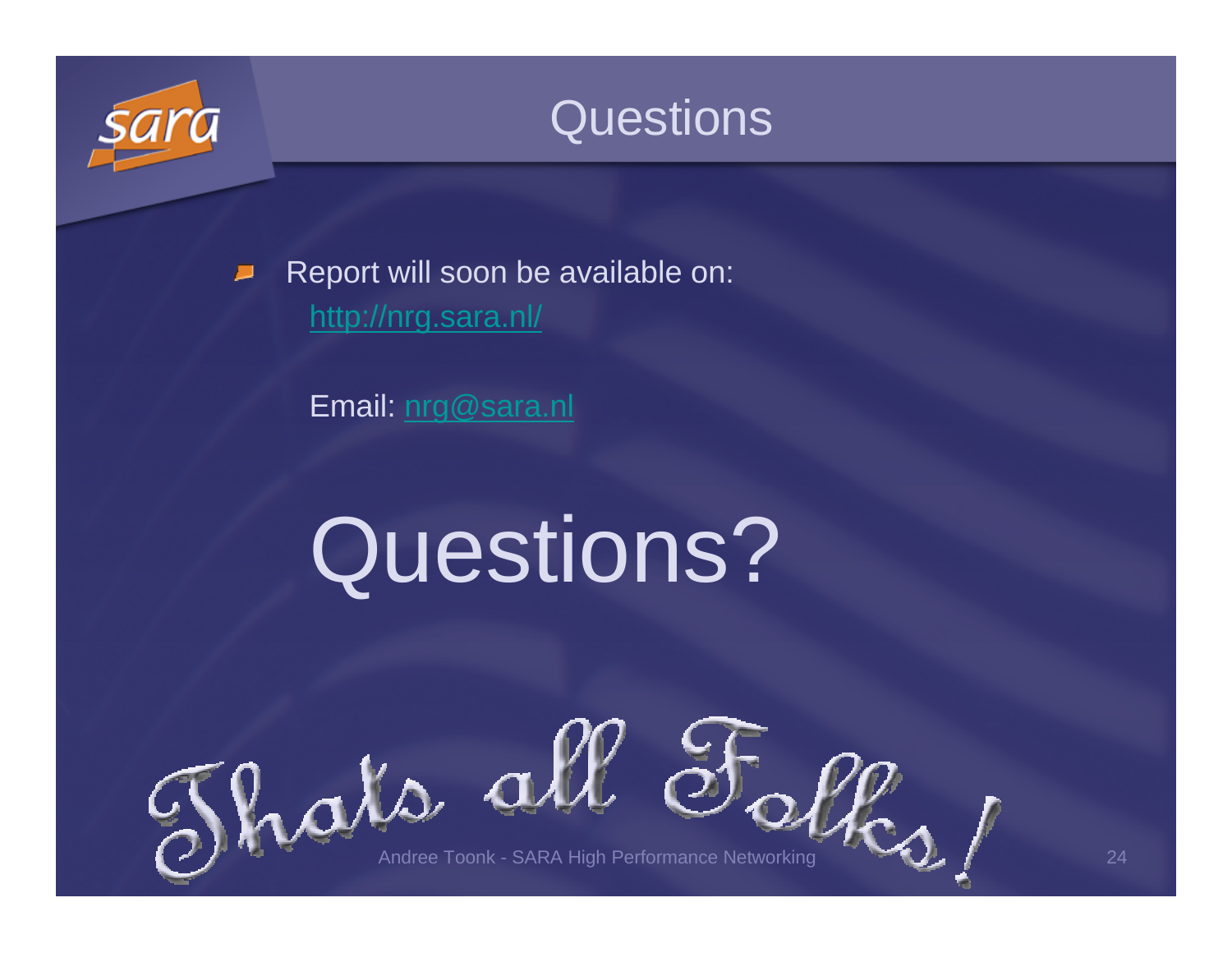# Questions

- Report will soon be available on:
  http://nrg.sara.nl/

  Email: nrg@sara.nl

Questions?

Thats all Folks!